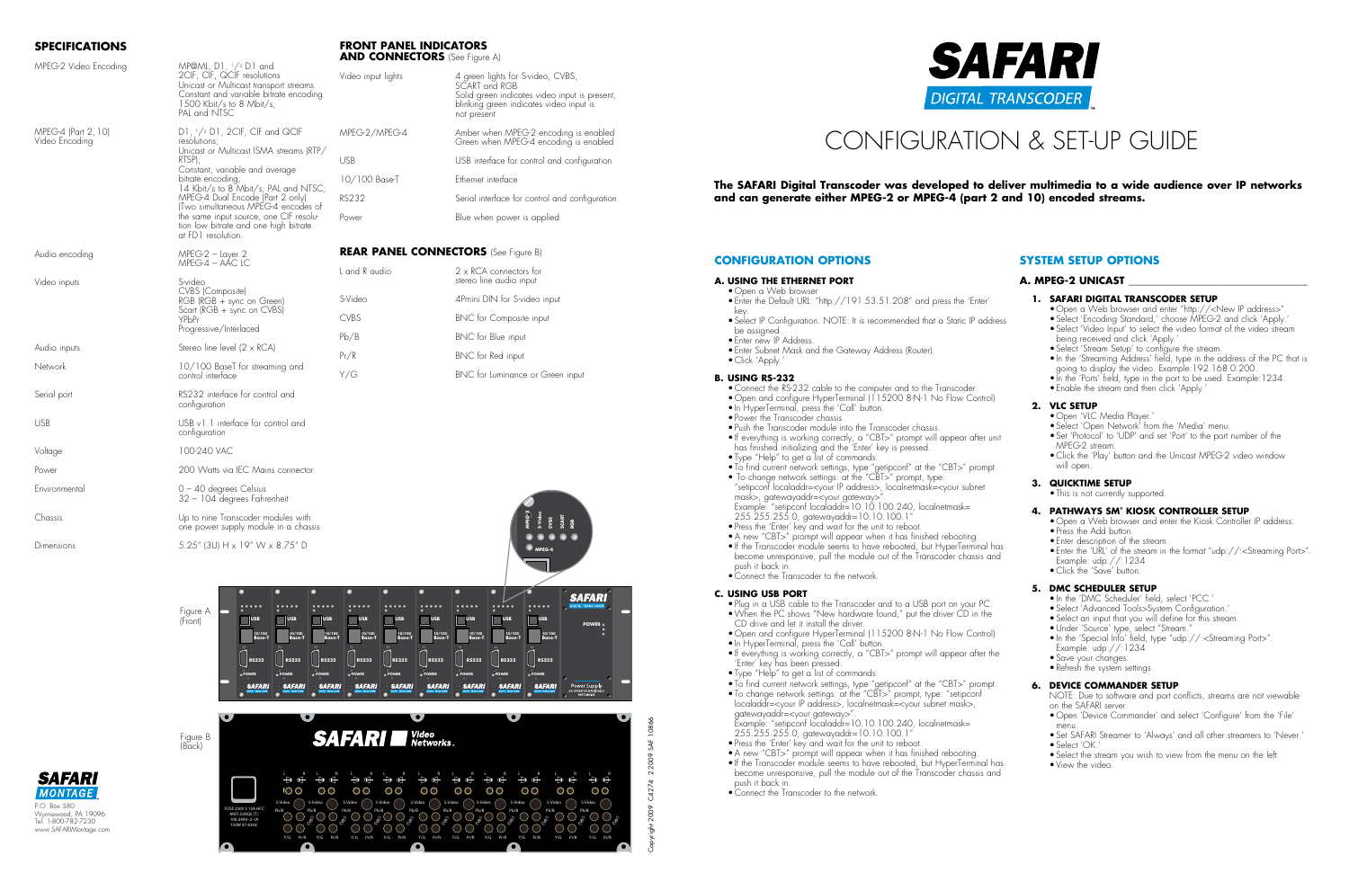# SAFARI DIGITAL TRANSCODER

# CONFIGURATION & SET-UP GUIDE

**The SAFARI Digital Transcoder was developed to deliver multimedia to a wide audience over IP networks and can generate either MPEG-2 or MPEG-4 (part 2 and 10) encoded streams.**

## SPECIFICATIONS

| | |
|---|---|
| MPEG-2 Video Encoding | MP@ML, D1, 1/2 D1 and 2CIF, CIF, QCIF resolutions<br>Unicast or Multicast transport streams<br>Constant and variable bitrate encoding<br>1500 Kbit/s to 8 Mbit/s;<br>PAL and NTSC |
| MPEG-4 (Part 2, 10) Video Encoding | D1, 1/2 D1, 2CIF, CIF and QCIF resolutions;<br>Unicast or Multicast ISMA streams (RTP/RTSP);<br>Constant, variable and average bitrate encoding;<br>14 Kbit/s to 8 Mbit/s; PAL and NTSC;<br>MPEG-4 Dual Encode (Part 2 only)<br>(Two simultaneous MPEG-4 encodes of the same input source, one CIF resolution low bitrate and one high bitrate at FD1 resolution. |
| Audio encoding | MPEG-2 – Layer 2<br>MPEG-4 – AAC LC |
| Video inputs | S-video<br>CVBS (Composite)<br>RGB (RGB + sync on Green)<br>Scart (RGB + sync on CVBS)<br>YPbPr<br>Progressive/Interlaced |
| Audio inputs | Stereo line level (2 x RCA) |
| Network | 10/100 BaseT for streaming and control interface |
| Serial port | RS232 interface for control and configuration |
| USB | USB v1.1 interface for control and configuration |
| Voltage | 100-240 VAC |
| Power | 200 Watts via IEC Mains connector |
| Environmental | 0 – 40 degrees Celsius<br>32 – 104 degrees Fahrenheit |
| Chassis | Up to nine Transcoder modules with one power supply module in a chassis |
| Dimensions | 5.25" (3U) H x 19" W x 8.75" D |

## FRONT PANEL INDICATORS AND CONNECTORS (See Figure A)

| | |
|---|---|
| Video input lights | 4 green lights for S-video, CVBS, SCART and RGB<br>Solid green indicates video input is present, blinking green indicates video input is not present |
| MPEG-2/MPEG-4 | Amber when MPEG-2 encoding is enabled<br>Green when MPEG-4 encoding is enabled |
| USB | USB interface for control and configuration |
| 10/100 Base-T | Ethernet interface |
| RS232 | Serial interface for control and configuration |
| Power | Blue when power is applied |

## REAR PANEL CONNECTORS (See Figure B)

| | |
|---|---|
| L and R audio | 2 x RCA connectors for stereo line audio input |
| S-Video | 4Pmini DIN for S-video input |
| CVBS | BNC for Composite input |
| Pb/B | BNC for Blue input |
| Pr/R | BNC for Red input |
| Y/G | BNC for Luminance or Green input |

Figure A (Front)

Figure B (Back)

SAFARI MONTAGE
P.O. Box 580
Wynnewood, PA 19096
Tel: 1-800-782-7230
www.SAFARIMontage.com

Copyright 2009 C4274 2/2009 SAF 10866

## CONFIGURATION OPTIONS

### A. USING THE ETHERNET PORT

- Open a Web browser
- Enter the Default URL: "http://191.53.51.208" and press the 'Enter' key.
- Select IP Configuration. NOTE: It is recommended that a Static IP address be assigned.
- Enter new IP Address.
- Enter Subnet Mask and the Gateway Address (Router).
- Click 'Apply.'

### B. USING RS-232

- Connect the RS-232 cable to the computer and to the Transcoder.
- Open and configure HyperTerminal (115200 8-N-1 No Flow Control)
- In HyperTerminal, press the 'Call' button.
- Power the Transcoder chassis.
- Push the Transcoder module into the Transcoder chassis.
- If everything is working correctly, a "CBT>" prompt will appear after unit has finished initializing and the 'Enter' key is pressed.
- Type "Help" to get a list of commands.
- To find current network settings, type "getipconf" at the "CBT>" prompt.
- To change network settings: at the "CBT>" prompt, type: "setipconf localaddr=<your IP address>, localnetmask=<your subnet mask>, gatewayaddr=<your gateway>".
  Example: "setipconf localaddr=10.10.100.240, localnetmask=255.255.255.0, gatewayaddr=10.10.100.1"
- Press the 'Enter' key and wait for the unit to reboot.
- A new "CBT>" prompt will appear when it has finished rebooting.
- If the Transcoder module seems to have rebooted, but HyperTerminal has become unresponsive, pull the module out of the Transcoder chassis and push it back in.
- Connect the Transcoder to the network.

### C. USING USB PORT

- Plug in a USB cable to the Transcoder and to a USB port on your PC.
- When the PC shows "New hardware found," put the driver CD in the CD drive and let it install the driver.
- Open and configure HyperTerminal (115200 8-N-1 No Flow Control)
- In HyperTerminal, press the 'Call' button.
- If everything is working correctly, a "CBT>" prompt will appear after the 'Enter' key has been pressed.
- Type "Help" to get a list of commands.
- To find current network settings, type "getipconf" at the "CBT>" prompt.
- To change network settings: at the "CBT>" prompt, type: "setipconf localaddr=<your IP address>, localnetmask=<your subnet mask>, gatewayaddr=<your gateway>".
  Example: "setipconf localaddr=10.10.100.240, localnetmask=255.255.255.0, gatewayaddr=10.10.100.1"
- Press the 'Enter' key and wait for the unit to reboot.
- A new "CBT>" prompt will appear when it has finished rebooting.
- If the Transcoder module seems to have rebooted, but HyperTerminal has become unresponsive, pull the module out of the Transcoder chassis and push it back in.
- Connect the Transcoder to the network.

## SYSTEM SETUP OPTIONS

### A. MPEG-2 UNICAST

#### 1. SAFARI DIGITAL TRANSCODER SETUP

- Open a Web browser and enter "http://<New IP address>".
- Select 'Encoding Standard,' choose MPEG-2 and click 'Apply.'
- Select 'Video Input' to select the video format of the video stream being received and click 'Apply.'
- Select 'Stream Setup' to configure the stream.
- In the 'Streaming Address' field, type in the address of the PC that is going to display the video. Example:192.168.0.200
- In the 'Ports' field, type in the port to be used. Example:1234.
- Enable the stream and then click 'Apply.'

#### 2. VLC SETUP

- Open 'VLC Media Player.'
- Select 'Open Network' from the 'Media' menu.
- Set 'Protocol' to 'UDP' and set 'Port' to the port number of the MPEG-2 stream.
- Click the 'Play' button and the Unicast MPEG-2 video window will open.

#### 3. QUICKTIME SETUP

- This is not currently supported.

#### 4. PATHWAYS SM® KIOSK CONTROLLER SETUP

- Open a Web browser and enter the Kiosk Controller IP address.
- Press the Add button.
- Enter description of the stream.
- Enter the 'URL' of the stream in the format "udp://:<Streaming Port>". Example: udp://:1234
- Click the 'Save' button.

#### 5. DMC SCHEDULER SETUP

- In the 'DMC Scheduler' field, select 'PCC.'
- Select 'Advanced Tools>System Configuration.'
- Select an input that you will define for this stream.
- Under 'Source' type, select "Stream."
- In the 'Special Info' field, type "udp://:<Streaming Port>". Example: udp://:1234
- Save your changes.
- Refresh the system settings.

#### 6. DEVICE COMMANDER SETUP

NOTE: Due to software and port conflicts, streams are not viewable on the SAFARI server.

- Open 'Device Commander' and select 'Configure' from the 'File' menu.
- Set SAFARI Streamer to 'Always' and all other streamers to 'Never.'
- Select 'OK.'
- Select the stream you wish to view from the menu on the left.
- View the video.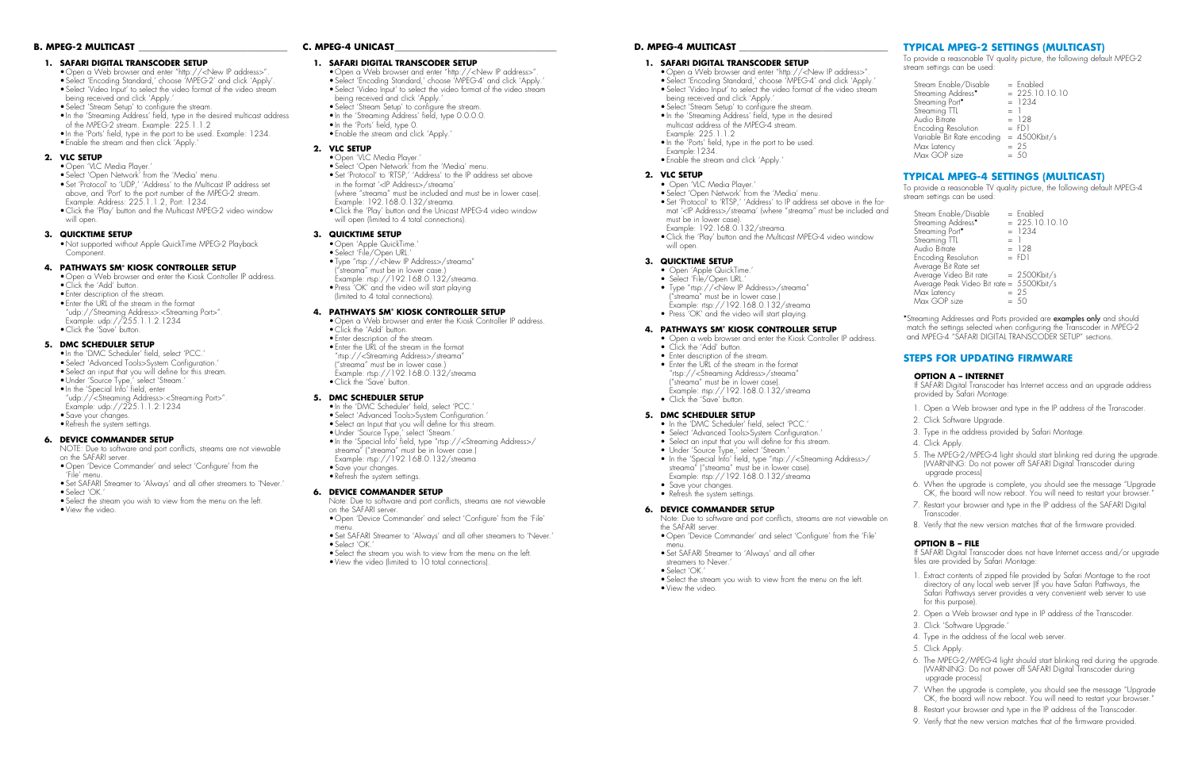## B. MPEG-2 MULTICAST

### 1. SAFARI DIGITAL TRANSCODER SETUP

- Open a Web browser and enter "http://<New IP address>".
- Select 'Encoding Standard,' choose 'MPEG-2' and click 'Apply'.
- Select 'Video Input' to select the video format of the video stream being received and click 'Apply.'
- Select 'Stream Setup' to configure the stream.
- In the 'Streaming Address' field, type in the desired multicast address of the MPEG-2 stream. Example: 225.1.1.2
- In the 'Ports' field, type in the port to be used. Example: 1234.
- Enable the stream and then click 'Apply.'

### 2. VLC SETUP

- Open 'VLC Media Player.'
- Select 'Open Network' from the 'Media' menu.
- Set 'Protocol' to 'UDP,' 'Address' to the Multicast IP address set above, and 'Port' to the port number of the MPEG-2 stream. Example: Address: 225.1.1.2, Port: 1234.
- Click the 'Play' button and the Multicast MPEG-2 video window will open.

### 3. QUICKTIME SETUP

- Not supported without Apple QuickTime MPEG-2 Playback Component.

### 4. PATHWAYS SM® KIOSK CONTROLLER SETUP

- Open a Web browser and enter the Kiosk Controller IP address.
- Click the 'Add' button.
- Enter description of the stream.
- Enter the URL of the stream in the format "udp://Streaming Address>:<Streaming Port>". Example: udp://255.1.1.2:1234
- Click the 'Save' button.

### 5. DMC SCHEDULER SETUP

- In the 'DMC Scheduler' field, select 'PCC.'
- Select 'Advanced Tools>System Configuration.'
- Select an input that you will define for this stream.
- Under 'Source Type,' select 'Stream.'
- In the 'Special Info' field, enter "udp://<Streaming Address>:<Streaming Port>". Example: udp://225.1.1.2:1234
- Save your changes.
- Refresh the system settings.

### 6. DEVICE COMMANDER SETUP

NOTE: Due to software and port conflicts, streams are not viewable on the SAFARI server.

- Open 'Device Commander' and select 'Configure' from the 'File' menu.
- Set SAFARI Streamer to 'Always' and all other streamers to 'Never.'
- Select 'OK.'
- Select the stream you wish to view from the menu on the left.
- View the video.

## C. MPEG-4 UNICAST

### 1. SAFARI DIGITAL TRANSCODER SETUP

- Open a Web browser and enter "http://<New IP address>".
- Select 'Encoding Standard,' choose 'MPEG-4' and click 'Apply.'
- Select 'Video Input' to select the video format of the video stream being received and click 'Apply.'
- Select 'Stream Setup' to configure the stream.
- In the 'Streaming Address' field, type 0.0.0.0.
- In the 'Ports' field, type 0.
- Enable the stream and click 'Apply.'

### 2. VLC SETUP

- Open 'VLC Media Player.'
- Select 'Open Network' from the 'Media' menu.
- Set 'Protocol' to 'RTSP,' 'Address' to the IP address set above in the format '<IP Address>/streama' (where "streama" must be included and must be in lower case). Example: 192.168.0.132/streama.
- Click the 'Play' button and the Unicast MPEG-4 video window will open (limited to 4 total connections).

### 3. QUICKTIME SETUP

- Open 'Apple QuickTime.'
- Select 'File/Open URL.'
- Type "rtsp://<New IP Address>/streama" ("streama" must be in lower case.) Example: rtsp://192.168.0.132/streama.
- Press 'OK' and the video will start playing (limited to 4 total connections).

### 4. PATHWAYS SM® KIOSK CONTROLLER SETUP

- Open a Web browser and enter the Kiosk Controller IP address.
- Click the 'Add' button.
- Enter description of the stream.
- Enter the URL of the stream in the format "rtsp://<Streaming Address>/streama" ("streama" must be in lower case.) Example: rtsp://192.168.0.132/streama
- Click the 'Save' button.

### 5. DMC SCHEDULER SETUP

- In the 'DMC Scheduler' field, select 'PCC.'
- Select 'Advanced Tools>System Configuration.'
- Select an Input that you will define for this stream.
- Under 'Source Type,' select 'Stream.'
- In the 'Special Info' field, type "rtsp://<Streaming Address>/streama" ("streama" must be in lower case.) Example: rtsp://192.168.0.132/streama
- Save your changes.
- Refresh the system settings.

### 6. DEVICE COMMANDER SETUP

Note: Due to software and port conflicts, streams are not viewable on the SAFARI server.

- Open 'Device Commander' and select 'Configure' from the 'File' menu.
- Set SAFARI Streamer to 'Always' and all other streamers to 'Never.'
- Select 'OK.'
- Select the stream you wish to view from the menu on the left.
- View the video (limited to 10 total connections).

## D. MPEG-4 MULTICAST

### 1. SAFARI DIGITAL TRANSCODER SETUP

- Open a Web browser and enter "http://<New IP address>".
- Select 'Encoding Standard,' choose 'MPEG-4' and click 'Apply.'
- Select 'Video Input' to select the video format of the video stream being received and click 'Apply.'
- Select 'Stream Setup' to configure the stream.
- In the 'Streaming Address' field, type in the desired multicast address of the MPEG-4 stream. Example: 225.1.1.2
- In the 'Ports' field, type in the port to be used. Example: 1234.
- Enable the stream and click 'Apply.'

### 2. VLC SETUP

- Open 'VLC Media Player.'
- Select 'Open Network' from the 'Media' menu.
- Set 'Protocol' to 'RTSP,' 'Address' to IP address set above in the format '<IP Address>/streama' (where "streama" must be included and must be in lower case). Example: 192.168.0.132/streama.
- Click the 'Play' button and the Multicast MPEG-4 video window will open.

### 3. QUICKTIME SETUP

- Open 'Apple QuickTime.'
- Select 'File/Open URL.'
- Type "rtsp://<New IP Address>/streama" ("streama" must be in lower case.) Example: rtsp://192.168.0.132/streama
- Press 'OK' and the video will start playing.

### 4. PATHWAYS SM® KIOSK CONTROLLER SETUP

- Open a web browser and enter the Kiosk Controller IP address.
- Click the 'Add' button.
- Enter description of the stream.
- Enter the URL of the stream in the format "rtsp://<Streaming Address>/streama" ("streama" must be in lower case). Example: rtsp://192.168.0.132/streama
- Click the 'Save' button.

### 5. DMC SCHEDULER SETUP

- In the 'DMC Scheduler' field, select 'PCC.'
- Select 'Advanced Tools>System Configuration.'
- Select an input that you will define for this stream.
- Under 'Source Type,' select 'Stream.'
- In the 'Special Info' field, type "rtsp://<Streaming Address>/streama" ("streama" must be in lower case). Example: rtsp://192.168.0.132/streama
- Save your changes.
- Refresh the system settings.

### 6. DEVICE COMMANDER SETUP

Note: Due to software and port conflicts, streams are not viewable on the SAFARI server.

- Open 'Device Commander' and select 'Configure' from the 'File' menu.
- Set SAFARI Streamer to 'Always' and all other streamers to Never.'
- Select 'OK.'
- Select the stream you wish to view from the menu on the left.
- View the video.

## TYPICAL MPEG-2 SETTINGS (MULTICAST)

To provide a reasonable TV quality picture, the following default MPEG-2 stream settings can be used:

| | |
|---|---|
| Stream Enable/Disable | = Enabled |
| Streaming Address* | = 225.10.10.10 |
| Streaming Port* | = 1234 |
| Streaming TTL | = 1 |
| Audio Bitrate | = 128 |
| Encoding Resolution | = FD1 |
| Variable Bit Rate encoding | = 4500Kbit/s |
| Max Latency | = 25 |
| Max GOP size | = 50 |

## TYPICAL MPEG-4 SETTINGS (MULTICAST)

To provide a reasonable TV quality picture, the following default MPEG-4 stream settings can be used:

| | |
|---|---|
| Stream Enable/Disable | = Enabled |
| Streaming Address* | = 225.10.10.10 |
| Streaming Port* | = 1234 |
| Streaming TTL | = 1 |
| Audio Bitrate | = 128 |
| Encoding Resolution | = FD1 |
| Average Bit Rate set | |
| Average Video Bit rate | = 2500Kbit/s |
| Average Peak Video Bit rate | = 5500Kbit/s |
| Max Latency | = 25 |
| Max GOP size | = 50 |

*Streaming Addresses and Ports provided are **examples only** and should match the settings selected when configuring the Transcoder in MPEG-2 and MPEG-4 "SAFARI DIGITAL TRANSCODER SETUP" sections.

## STEPS FOR UPDATING FIRMWARE

### OPTION A – INTERNET

If SAFARI Digital Transcoder has Internet access and an upgrade address provided by Safari Montage:

1. Open a Web browser and type in the IP address of the Transcoder.
2. Click Software Upgrade.
3. Type in the address provided by Safari Montage.
4. Click Apply.
5. The MPEG-2/MPEG-4 light should start blinking red during the upgrade. (WARNING: Do not power off SAFARI Digital Transcoder during upgrade process)
6. When the upgrade is complete, you should see the message "Upgrade OK, the board will now reboot. You will need to restart your browser."
7. Restart your browser and type in the IP address of the SAFARI Digital Transcoder.
8. Verify that the new version matches that of the firmware provided.

### OPTION B – FILE

If SAFARI Digital Transcoder does not have Internet access and/or upgrade files are provided by Safari Montage:

1. Extract contents of zipped file provided by Safari Montage to the root directory of any local web server (If you have Safari Pathways, the Safari Pathways server provides a very convenient web server to use for this purpose).
2. Open a Web browser and type in IP address of the Transcoder.
3. Click 'Software Upgrade.'
4. Type in the address of the local web server.
5. Click Apply.
6. The MPEG-2/MPEG-4 light should start blinking red during the upgrade. (WARNING: Do not power off SAFARI Digital Transcoder during upgrade process)
7. When the upgrade is complete, you should see the message "Upgrade OK, the board will now reboot. You will need to restart your browser."
8. Restart your browser and type in the IP address of the Transcoder.
9. Verify that the new version matches that of the firmware provided.